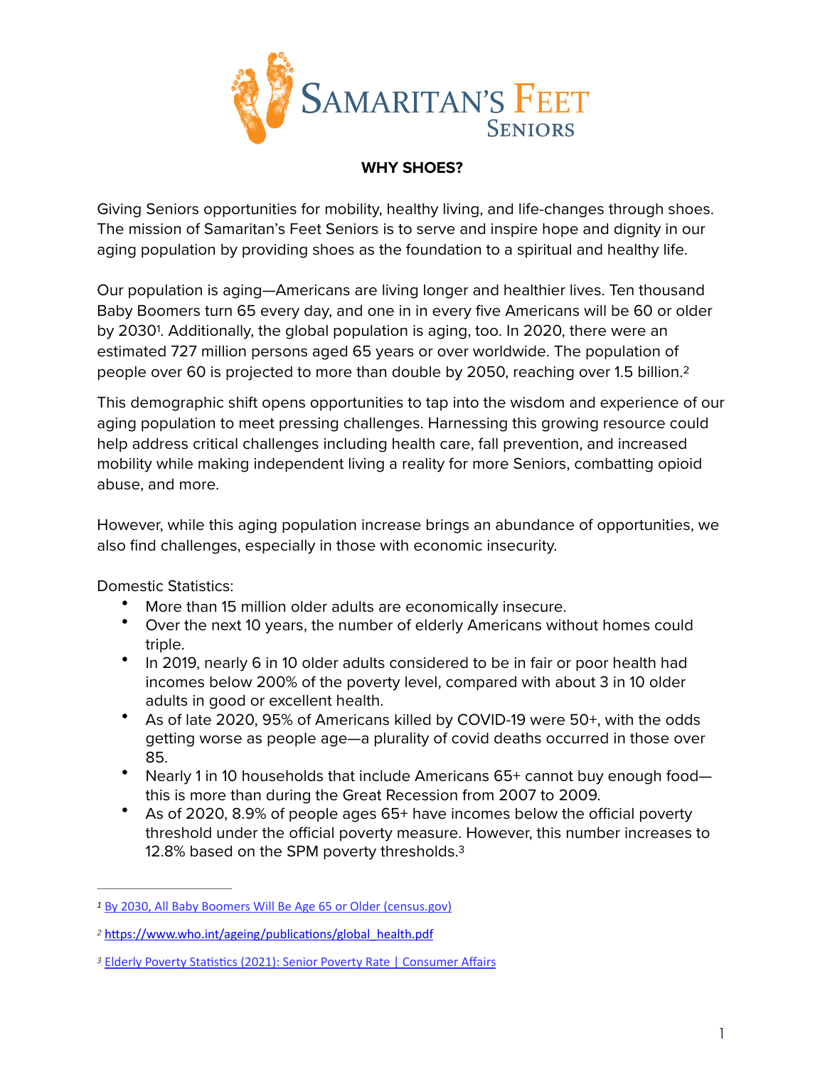# SAMARITAN'S FEET SENIORS

## WHY SHOES?

Giving Seniors opportunities for mobility, healthy living, and life-changes through shoes. The mission of Samaritan's Feet Seniors is to serve and inspire hope and dignity in our aging population by providing shoes as the foundation to a spiritual and healthy life.

Our population is aging—Americans are living longer and healthier lives. Ten thousand Baby Boomers turn 65 every day, and one in in every five Americans will be 60 or older by 2030[1]. Additionally, the global population is aging, too. In 2020, there were an estimated 727 million persons aged 65 years or over worldwide. The population of people over 60 is projected to more than double by 2050, reaching over 1.5 billion.[2]

This demographic shift opens opportunities to tap into the wisdom and experience of our aging population to meet pressing challenges. Harnessing this growing resource could help address critical challenges including health care, fall prevention, and increased mobility while making independent living a reality for more Seniors, combatting opioid abuse, and more.

However, while this aging population increase brings an abundance of opportunities, we also find challenges, especially in those with economic insecurity.

Domestic Statistics:

- More than 15 million older adults are economically insecure.
- Over the next 10 years, the number of elderly Americans without homes could triple.
- In 2019, nearly 6 in 10 older adults considered to be in fair or poor health had incomes below 200% of the poverty level, compared with about 3 in 10 older adults in good or excellent health.
- As of late 2020, 95% of Americans killed by COVID-19 were 50+, with the odds getting worse as people age—a plurality of covid deaths occurred in those over 85.
- Nearly 1 in 10 households that include Americans 65+ cannot buy enough food—this is more than during the Great Recession from 2007 to 2009.
- As of 2020, 8.9% of people ages 65+ have incomes below the official poverty threshold under the official poverty measure. However, this number increases to 12.8% based on the SPM poverty thresholds.[3]

---

[1] By 2030, All Baby Boomers Will Be Age 65 or Older (census.gov)

[2] https://www.who.int/ageing/publications/global_health.pdf

[3] Elderly Poverty Statistics (2021): Senior Poverty Rate | Consumer Affairs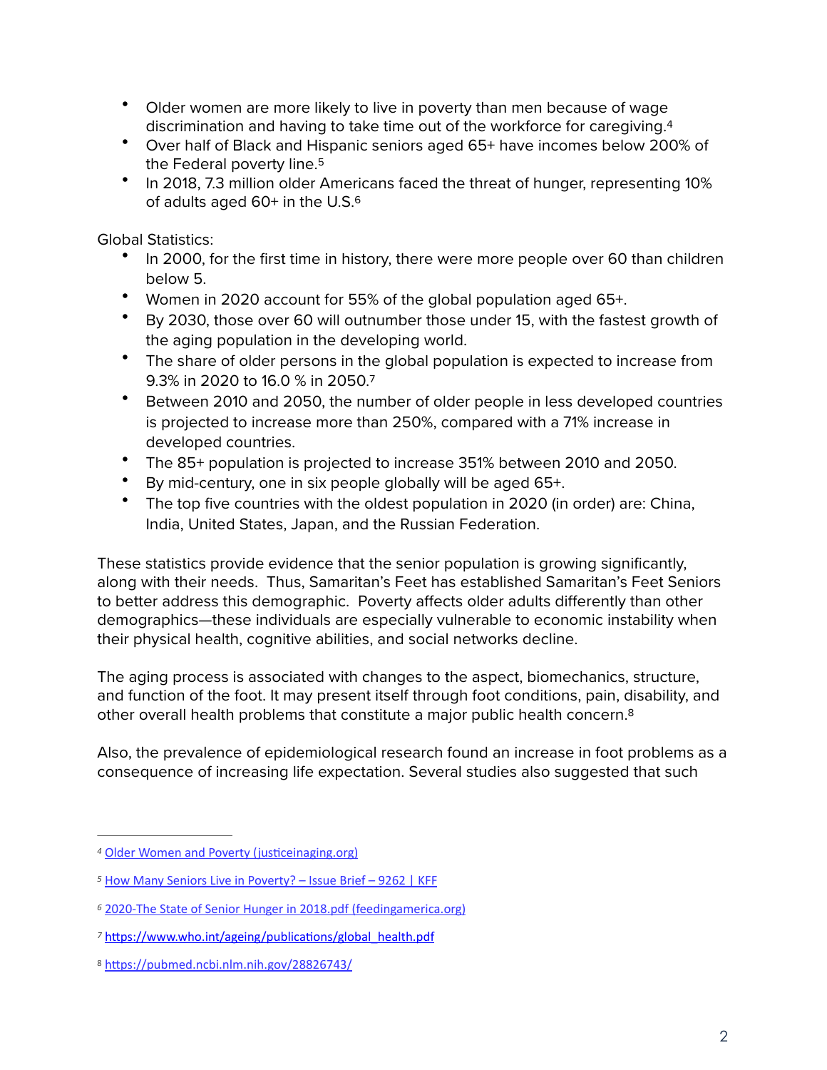- Older women are more likely to live in poverty than men because of wage discrimination and having to take time out of the workforce for caregiving.[4]
- Over half of Black and Hispanic seniors aged 65+ have incomes below 200% of the Federal poverty line.[5]
- In 2018, 7.3 million older Americans faced the threat of hunger, representing 10% of adults aged 60+ in the U.S.[6]

Global Statistics:

- In 2000, for the first time in history, there were more people over 60 than children below 5.
- Women in 2020 account for 55% of the global population aged 65+.
- By 2030, those over 60 will outnumber those under 15, with the fastest growth of the aging population in the developing world.
- The share of older persons in the global population is expected to increase from 9.3% in 2020 to 16.0 % in 2050.[7]
- Between 2010 and 2050, the number of older people in less developed countries is projected to increase more than 250%, compared with a 71% increase in developed countries.
- The 85+ population is projected to increase 351% between 2010 and 2050.
- By mid-century, one in six people globally will be aged 65+.
- The top five countries with the oldest population in 2020 (in order) are: China, India, United States, Japan, and the Russian Federation.

These statistics provide evidence that the senior population is growing significantly, along with their needs. Thus, Samaritan's Feet has established Samaritan's Feet Seniors to better address this demographic. Poverty affects older adults differently than other demographics—these individuals are especially vulnerable to economic instability when their physical health, cognitive abilities, and social networks decline.

The aging process is associated with changes to the aspect, biomechanics, structure, and function of the foot. It may present itself through foot conditions, pain, disability, and other overall health problems that constitute a major public health concern.[8]

Also, the prevalence of epidemiological research found an increase in foot problems as a consequence of increasing life expectancy. Several studies also suggested that such

---

[4] Older Women and Poverty (justiceinaging.org)

[5] How Many Seniors Live in Poverty? – Issue Brief – 9262 | KFF

[6] 2020-The State of Senior Hunger in 2018.pdf (feedingamerica.org)

[7] https://www.who.int/ageing/publications/global_health.pdf

[8] https://pubmed.ncbi.nlm.nih.gov/28826743/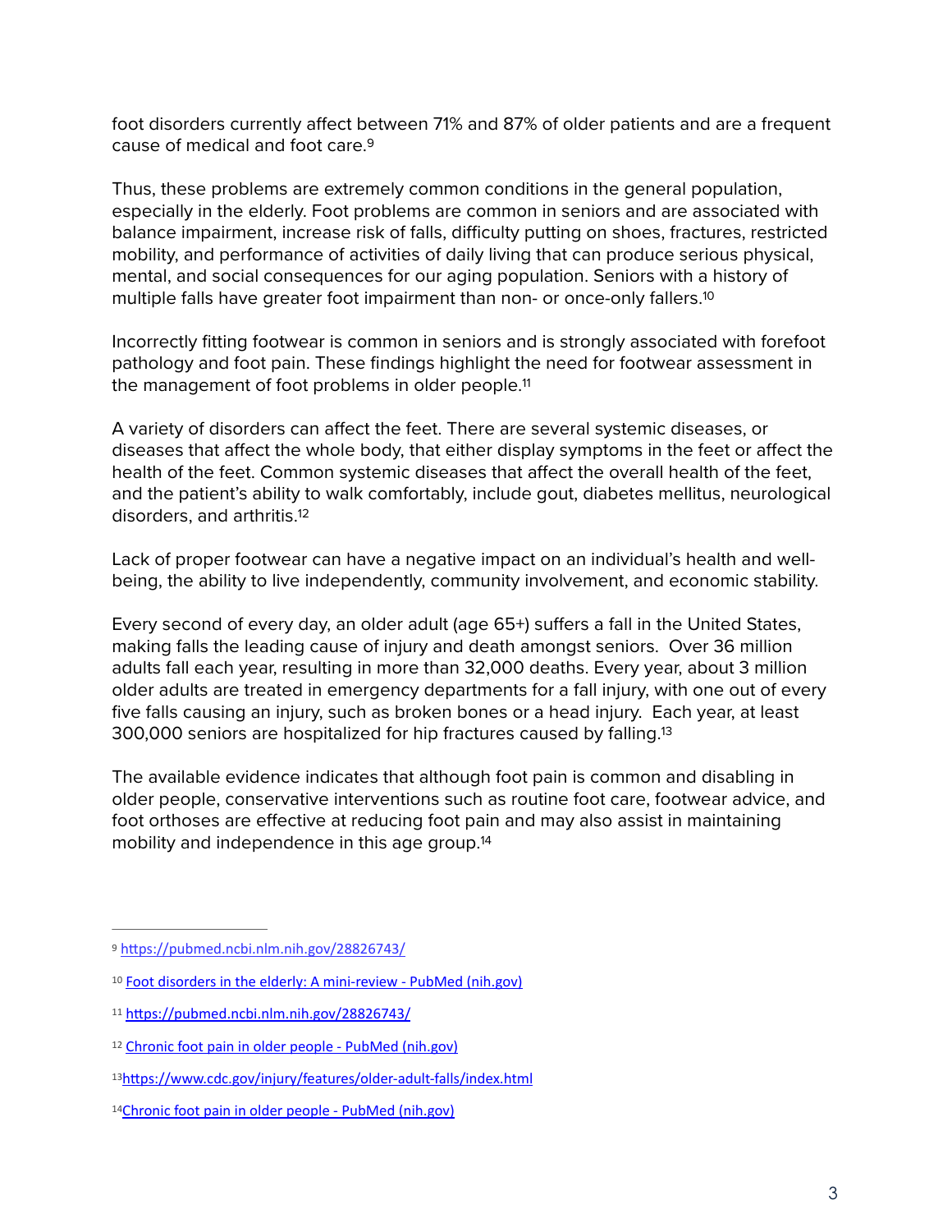foot disorders currently affect between 71% and 87% of older patients and are a frequent cause of medical and foot care.[9]

Thus, these problems are extremely common conditions in the general population, especially in the elderly. Foot problems are common in seniors and are associated with balance impairment, increase risk of falls, difficulty putting on shoes, fractures, restricted mobility, and performance of activities of daily living that can produce serious physical, mental, and social consequences for our aging population. Seniors with a history of multiple falls have greater foot impairment than non- or once-only fallers.[10]

Incorrectly fitting footwear is common in seniors and is strongly associated with forefoot pathology and foot pain. These findings highlight the need for footwear assessment in the management of foot problems in older people.[11]

A variety of disorders can affect the feet. There are several systemic diseases, or diseases that affect the whole body, that either display symptoms in the feet or affect the health of the feet. Common systemic diseases that affect the overall health of the feet, and the patient's ability to walk comfortably, include gout, diabetes mellitus, neurological disorders, and arthritis.[12]

Lack of proper footwear can have a negative impact on an individual's health and well-being, the ability to live independently, community involvement, and economic stability.

Every second of every day, an older adult (age 65+) suffers a fall in the United States, making falls the leading cause of injury and death amongst seniors. Over 36 million adults fall each year, resulting in more than 32,000 deaths. Every year, about 3 million older adults are treated in emergency departments for a fall injury, with one out of every five falls causing an injury, such as broken bones or a head injury. Each year, at least 300,000 seniors are hospitalized for hip fractures caused by falling.[13]

The available evidence indicates that although foot pain is common and disabling in older people, conservative interventions such as routine foot care, footwear advice, and foot orthoses are effective at reducing foot pain and may also assist in maintaining mobility and independence in this age group.[14]

---

[9] https://pubmed.ncbi.nlm.nih.gov/28826743/

[10] Foot disorders in the elderly: A mini-review - PubMed (nih.gov)

[11] https://pubmed.ncbi.nlm.nih.gov/28826743/

[12] Chronic foot pain in older people - PubMed (nih.gov)

[13] https://www.cdc.gov/injury/features/older-adult-falls/index.html

[14] Chronic foot pain in older people - PubMed (nih.gov)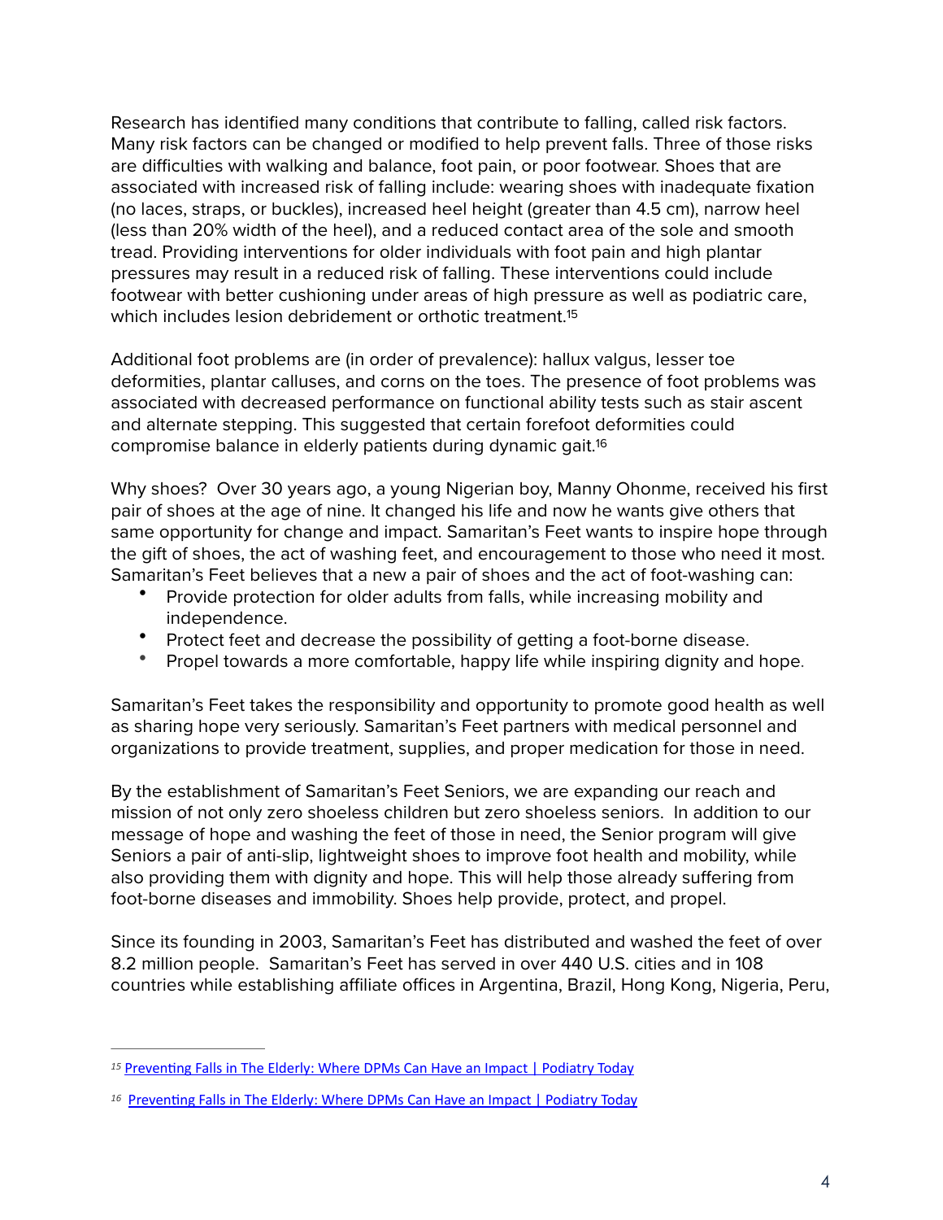Research has identified many conditions that contribute to falling, called risk factors. Many risk factors can be changed or modified to help prevent falls. Three of those risks are difficulties with walking and balance, foot pain, or poor footwear. Shoes that are associated with increased risk of falling include: wearing shoes with inadequate fixation (no laces, straps, or buckles), increased heel height (greater than 4.5 cm), narrow heel (less than 20% width of the heel), and a reduced contact area of the sole and smooth tread. Providing interventions for older individuals with foot pain and high plantar pressures may result in a reduced risk of falling. These interventions could include footwear with better cushioning under areas of high pressure as well as podiatric care, which includes lesion debridement or orthotic treatment.[15]

Additional foot problems are (in order of prevalence): hallux valgus, lesser toe deformities, plantar calluses, and corns on the toes. The presence of foot problems was associated with decreased performance on functional ability tests such as stair ascent and alternate stepping. This suggested that certain forefoot deformities could compromise balance in elderly patients during dynamic gait.[16]

Why shoes? Over 30 years ago, a young Nigerian boy, Manny Ohonme, received his first pair of shoes at the age of nine. It changed his life and now he wants give others that same opportunity for change and impact. Samaritan's Feet wants to inspire hope through the gift of shoes, the act of washing feet, and encouragement to those who need it most. Samaritan's Feet believes that a new a pair of shoes and the act of foot-washing can:

- Provide protection for older adults from falls, while increasing mobility and independence.
- Protect feet and decrease the possibility of getting a foot-borne disease.
- Propel towards a more comfortable, happy life while inspiring dignity and hope.

Samaritan's Feet takes the responsibility and opportunity to promote good health as well as sharing hope very seriously. Samaritan's Feet partners with medical personnel and organizations to provide treatment, supplies, and proper medication for those in need.

By the establishment of Samaritan's Feet Seniors, we are expanding our reach and mission of not only zero shoeless children but zero shoeless seniors. In addition to our message of hope and washing the feet of those in need, the Senior program will give Seniors a pair of anti-slip, lightweight shoes to improve foot health and mobility, while also providing them with dignity and hope. This will help those already suffering from foot-borne diseases and immobility. Shoes help provide, protect, and propel.

Since its founding in 2003, Samaritan's Feet has distributed and washed the feet of over 8.2 million people. Samaritan's Feet has served in over 440 U.S. cities and in 108 countries while establishing affiliate offices in Argentina, Brazil, Hong Kong, Nigeria, Peru,

---

[15] Preventing Falls in The Elderly: Where DPMs Can Have an Impact | Podiatry Today

[16] Preventing Falls in The Elderly: Where DPMs Can Have an Impact | Podiatry Today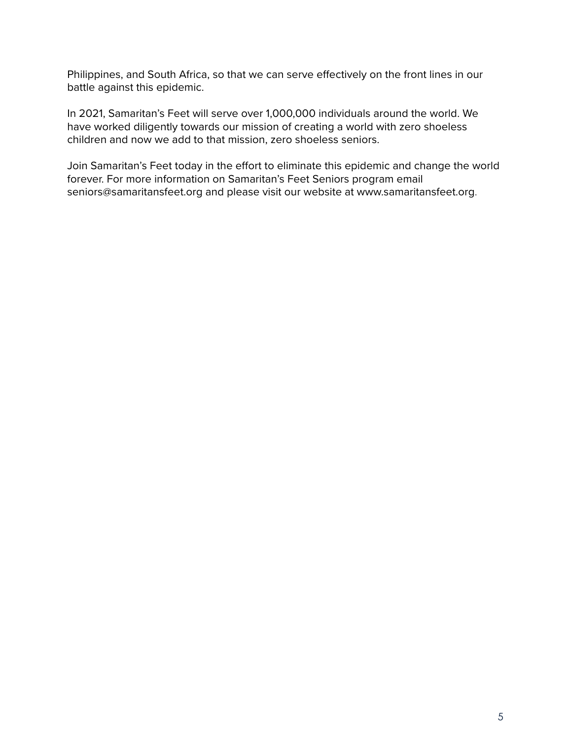Philippines, and South Africa, so that we can serve effectively on the front lines in our battle against this epidemic.

In 2021, Samaritan's Feet will serve over 1,000,000 individuals around the world. We have worked diligently towards our mission of creating a world with zero shoeless children and now we add to that mission, zero shoeless seniors.

Join Samaritan's Feet today in the effort to eliminate this epidemic and change the world forever. For more information on Samaritan's Feet Seniors program email seniors@samaritansfeet.org and please visit our website at www.samaritansfeet.org.